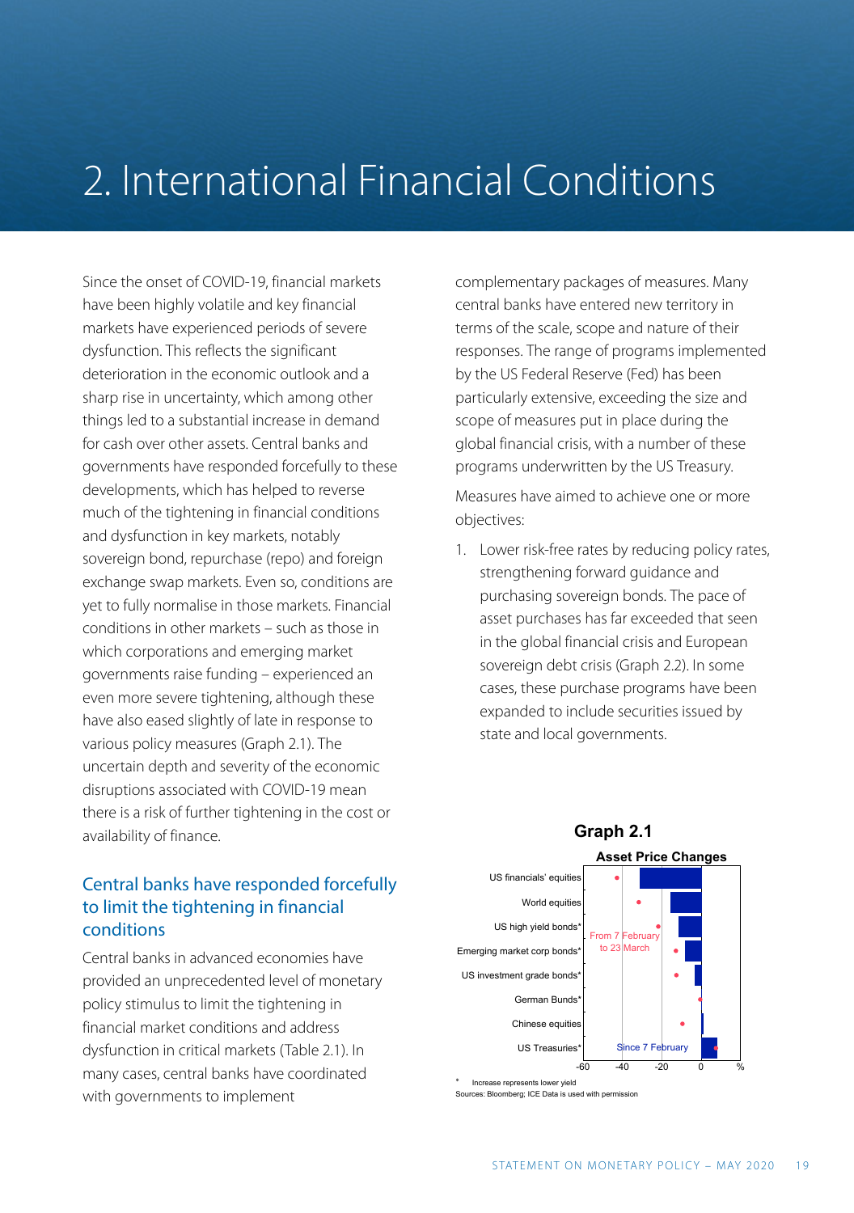# 2. International Financial Conditions

Since the onset of COVID-19, financial markets have been highly volatile and key financial markets have experienced periods of severe dysfunction. This reflects the significant deterioration in the economic outlook and a sharp rise in uncertainty, which among other things led to a substantial increase in demand for cash over other assets. Central banks and governments have responded forcefully to these developments, which has helped to reverse much of the tightening in financial conditions and dysfunction in key markets, notably sovereign bond, repurchase (repo) and foreign exchange swap markets. Even so, conditions are yet to fully normalise in those markets. Financial conditions in other markets – such as those in which corporations and emerging market governments raise funding – experienced an even more severe tightening, although these have also eased slightly of late in response to various policy measures (Graph 2.1). The uncertain depth and severity of the economic disruptions associated with COVID-19 mean there is a risk of further tightening in the cost or availability of finance.

## Central banks have responded forcefully to limit the tightening in financial conditions

Central banks in advanced economies have provided an unprecedented level of monetary policy stimulus to limit the tightening in financial market conditions and address dysfunction in critical markets (Table 2.1). In many cases, central banks have coordinated with governments to implement complementary packages of measures. Many central banks have entered new territory in terms of the scale, scope and nature of their responses. The range of programs implemented by the US Federal Reserve (Fed) has been particularly extensive, exceeding the size and scope of measures put in place during the global financial crisis, with a number of these programs underwritten by the US Treasury.

Measures have aimed to achieve one or more objectives:

1. Lower risk-free rates by reducing policy rates, strengthening forward guidance and purchasing sovereign bonds. The pace of asset purchases has far exceeded that seen in the global financial crisis and European sovereign debt crisis (Graph 2.2). In some cases, these purchase programs have been expanded to include securities issued by state and local governments.

**Graph 2.1**

**Asset Price Changes**

| | From 7 February to 23 March | Since 7 February |
|---|---|---|
| US financials' equities | | |
| World equities | | |
| US high yield bonds* | | |
| Emerging market corp bonds* | | |
| US investment grade bonds* | | |
| German Bunds* | | |
| Chinese equities | | |
| US Treasuries* | | |

\* Increase represents lower yield

Sources: Bloomberg; ICE Data is used with permission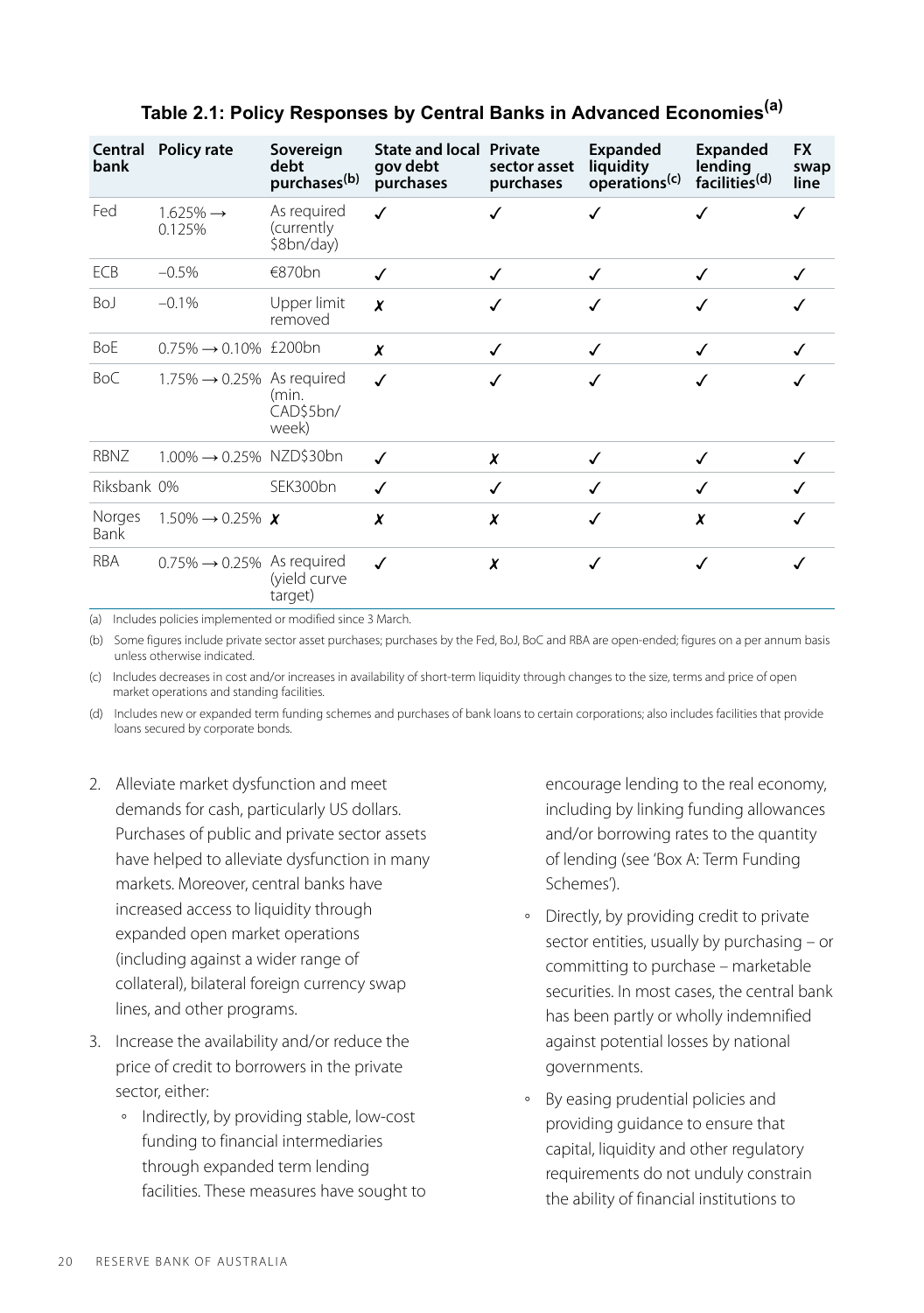### Table 2.1: Policy Responses by Central Banks in Advanced Economies[(a)]

| Central bank | Policy rate | Sovereign debt purchases[(b)] | State and local gov debt purchases | Private sector asset purchases | Expanded liquidity operations[(c)] | Expanded lending facilities[(d)] | FX swap line |
|---|---|---|---|---|---|---|---|
| Fed | 1.625% → 0.125% | As required (currently $8bn/day) | ✓ | ✓ | ✓ | ✓ | ✓ |
| ECB | –0.5% | €870bn | ✓ | ✓ | ✓ | ✓ | ✓ |
| BoJ | –0.1% | Upper limit removed | ✗ | ✓ | ✓ | ✓ | ✓ |
| BoE | 0.75% → 0.10% | £200bn | ✗ | ✓ | ✓ | ✓ | ✓ |
| BoC | 1.75% → 0.25% | As required (min. CAD$5bn/ week) | ✓ | ✓ | ✓ | ✓ | ✓ |
| RBNZ | 1.00% → 0.25% | NZD$30bn | ✓ | ✗ | ✓ | ✓ | ✓ |
| Riksbank | 0% | SEK300bn | ✓ | ✓ | ✓ | ✓ | ✓ |
| Norges Bank | 1.50% → 0.25% | ✗ | ✗ | ✗ | ✓ | ✗ | ✓ |
| RBA | 0.75% → 0.25% | As required (yield curve target) | ✓ | ✗ | ✓ | ✓ | ✓ |

(a) Includes policies implemented or modified since 3 March.

(b) Some figures include private sector asset purchases; purchases by the Fed, BoJ, BoC and RBA are open-ended; figures on a per annum basis unless otherwise indicated.

(c) Includes decreases in cost and/or increases in availability of short-term liquidity through changes to the size, terms and price of open market operations and standing facilities.

(d) Includes new or expanded term funding schemes and purchases of bank loans to certain corporations; also includes facilities that provide loans secured by corporate bonds.

2. Alleviate market dysfunction and meet demands for cash, particularly US dollars. Purchases of public and private sector assets have helped to alleviate dysfunction in many markets. Moreover, central banks have increased access to liquidity through expanded open market operations (including against a wider range of collateral), bilateral foreign currency swap lines, and other programs.
3. Increase the availability and/or reduce the price of credit to borrowers in the private sector, either:
   - Indirectly, by providing stable, low-cost funding to financial intermediaries through expanded term lending facilities. These measures have sought to encourage lending to the real economy, including by linking funding allowances and/or borrowing rates to the quantity of lending (see 'Box A: Term Funding Schemes').
   - Directly, by providing credit to private sector entities, usually by purchasing – or committing to purchase – marketable securities. In most cases, the central bank has been partly or wholly indemnified against potential losses by national governments.
   - By easing prudential policies and providing guidance to ensure that capital, liquidity and other regulatory requirements do not unduly constrain the ability of financial institutions to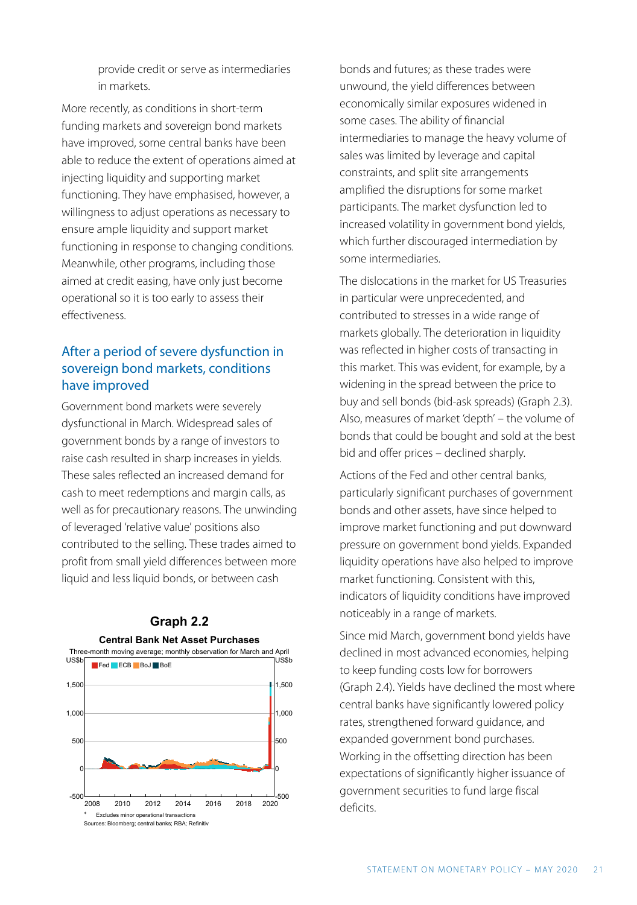provide credit or serve as intermediaries in markets.

More recently, as conditions in short-term funding markets and sovereign bond markets have improved, some central banks have been able to reduce the extent of operations aimed at injecting liquidity and supporting market functioning. They have emphasised, however, a willingness to adjust operations as necessary to ensure ample liquidity and support market functioning in response to changing conditions. Meanwhile, other programs, including those aimed at credit easing, have only just become operational so it is too early to assess their effectiveness.

## After a period of severe dysfunction in sovereign bond markets, conditions have improved

Government bond markets were severely dysfunctional in March. Widespread sales of government bonds by a range of investors to raise cash resulted in sharp increases in yields. These sales reflected an increased demand for cash to meet redemptions and margin calls, as well as for precautionary reasons. The unwinding of leveraged 'relative value' positions also contributed to the selling. These trades aimed to profit from small yield differences between more liquid and less liquid bonds, or between cash bonds and futures; as these trades were unwound, the yield differences between economically similar exposures widened in some cases. The ability of financial intermediaries to manage the heavy volume of sales was limited by leverage and capital constraints, and split site arrangements amplified the disruptions for some market participants. The market dysfunction led to increased volatility in government bond yields, which further discouraged intermediation by some intermediaries.

**Graph 2.2**

**Central Bank Net Asset Purchases**

Three-month moving average; monthly observation for March and April

Fed, ECB, BoJ, BoE (US$b)

\* Excludes minor operational transactions

Sources: Bloomberg; central banks; RBA; Refinitiv

The dislocations in the market for US Treasuries in particular were unprecedented, and contributed to stresses in a wide range of markets globally. The deterioration in liquidity was reflected in higher costs of transacting in this market. This was evident, for example, by a widening in the spread between the price to buy and sell bonds (bid-ask spreads) (Graph 2.3). Also, measures of market 'depth' – the volume of bonds that could be bought and sold at the best bid and offer prices – declined sharply.

Actions of the Fed and other central banks, particularly significant purchases of government bonds and other assets, have since helped to improve market functioning and put downward pressure on government bond yields. Expanded liquidity operations have also helped to improve market functioning. Consistent with this, indicators of liquidity conditions have improved noticeably in a range of markets.

Since mid March, government bond yields have declined in most advanced economies, helping to keep funding costs low for borrowers (Graph 2.4). Yields have declined the most where central banks have significantly lowered policy rates, strengthened forward guidance, and expanded government bond purchases. Working in the offsetting direction has been expectations of significantly higher issuance of government securities to fund large fiscal deficits.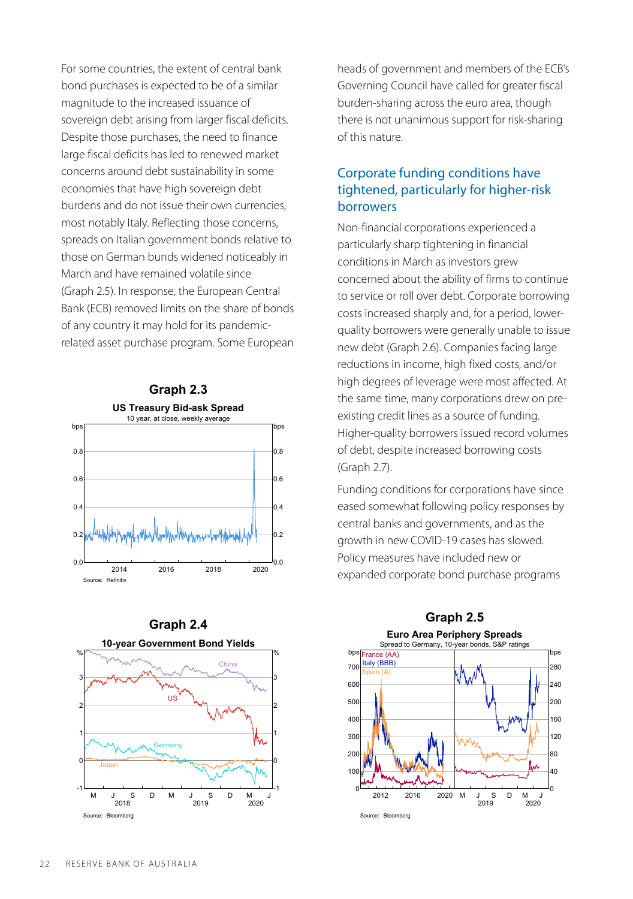For some countries, the extent of central bank bond purchases is expected to be of a similar magnitude to the increased issuance of sovereign debt arising from larger fiscal deficits. Despite those purchases, the need to finance large fiscal deficits has led to renewed market concerns around debt sustainability in some economies that have high sovereign debt burdens and do not issue their own currencies, most notably Italy. Reflecting those concerns, spreads on Italian government bonds relative to those on German bunds widened noticeably in March and have remained volatile since (Graph 2.5). In response, the European Central Bank (ECB) removed limits on the share of bonds of any country it may hold for its pandemic-related asset purchase program. Some European heads of government and members of the ECB's Governing Council have called for greater fiscal burden-sharing across the euro area, though there is not unanimous support for risk-sharing of this nature.

**Graph 2.3**

**US Treasury Bid-ask Spread**

10 year, at close, weekly average

Source: Refinitiv

**Graph 2.4**

**10-year Government Bond Yields**

Source: Bloomberg

## Corporate funding conditions have tightened, particularly for higher-risk borrowers

Non-financial corporations experienced a particularly sharp tightening in financial conditions in March as investors grew concerned about the ability of firms to continue to service or roll over debt. Corporate borrowing costs increased sharply and, for a period, lower-quality borrowers were generally unable to issue new debt (Graph 2.6). Companies facing large reductions in income, high fixed costs, and/or high degrees of leverage were most affected. At the same time, many corporations drew on pre-existing credit lines as a source of funding. Higher-quality borrowers issued record volumes of debt, despite increased borrowing costs (Graph 2.7).

Funding conditions for corporations have since eased somewhat following policy responses by central banks and governments, and as the growth in new COVID-19 cases has slowed. Policy measures have included new or expanded corporate bond purchase programs

**Graph 2.5**

**Euro Area Periphery Spreads**

Spread to Germany, 10-year bonds, S&P ratings

Source: Bloomberg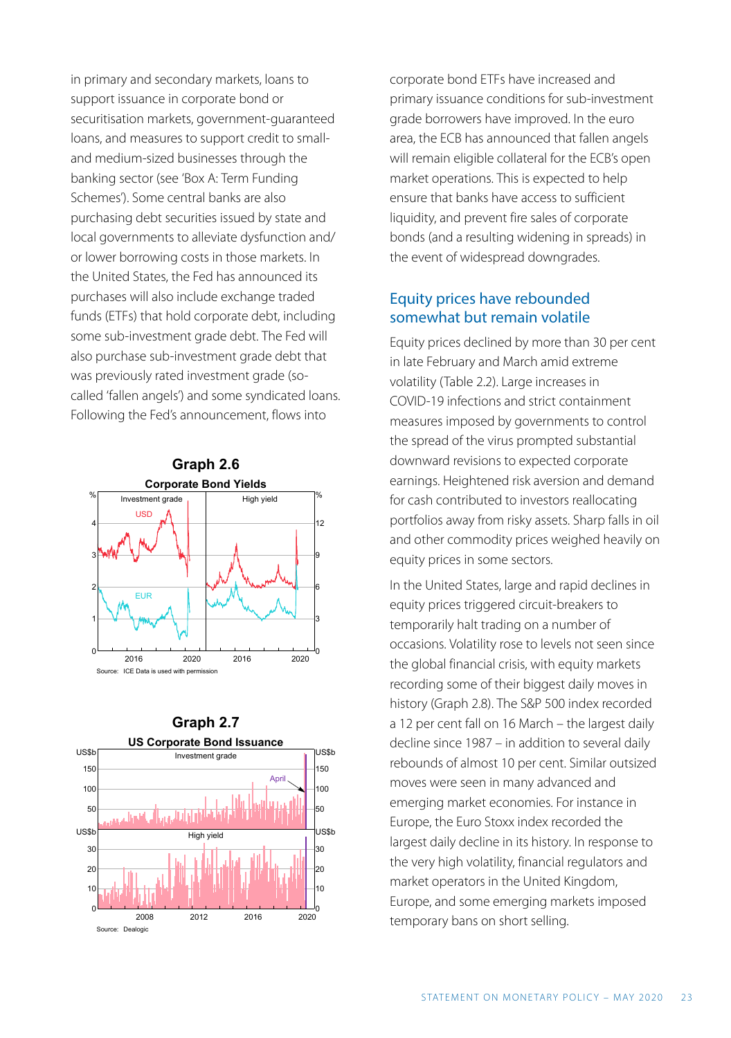in primary and secondary markets, loans to support issuance in corporate bond or securitisation markets, government-guaranteed loans, and measures to support credit to small- and medium-sized businesses through the banking sector (see 'Box A: Term Funding Schemes'). Some central banks are also purchasing debt securities issued by state and local governments to alleviate dysfunction and/or lower borrowing costs in those markets. In the United States, the Fed has announced its purchases will also include exchange traded funds (ETFs) that hold corporate debt, including some sub-investment grade debt. The Fed will also purchase sub-investment grade debt that was previously rated investment grade (so-called 'fallen angels') and some syndicated loans. Following the Fed's announcement, flows into corporate bond ETFs have increased and primary issuance conditions for sub-investment grade borrowers have improved. In the euro area, the ECB has announced that fallen angels will remain eligible collateral for the ECB's open market operations. This is expected to help ensure that banks have access to sufficient liquidity, and prevent fire sales of corporate bonds (and a resulting widening in spreads) in the event of widespread downgrades.

**Graph 2.6**

**Corporate Bond Yields**

Source: ICE Data is used with permission

**Graph 2.7**

**US Corporate Bond Issuance**

Source: Dealogic

## Equity prices have rebounded somewhat but remain volatile

Equity prices declined by more than 30 per cent in late February and March amid extreme volatility (Table 2.2). Large increases in COVID-19 infections and strict containment measures imposed by governments to control the spread of the virus prompted substantial downward revisions to expected corporate earnings. Heightened risk aversion and demand for cash contributed to investors reallocating portfolios away from risky assets. Sharp falls in oil and other commodity prices weighed heavily on equity prices in some sectors.

In the United States, large and rapid declines in equity prices triggered circuit-breakers to temporarily halt trading on a number of occasions. Volatility rose to levels not seen since the global financial crisis, with equity markets recording some of their biggest daily moves in history (Graph 2.8). The S&P 500 index recorded a 12 per cent fall on 16 March – the largest daily decline since 1987 – in addition to several daily rebounds of almost 10 per cent. Similar outsized moves were seen in many advanced and emerging market economies. For instance in Europe, the Euro Stoxx index recorded the largest daily decline in its history. In response to the very high volatility, financial regulators and market operators in the United Kingdom, Europe, and some emerging markets imposed temporary bans on short selling.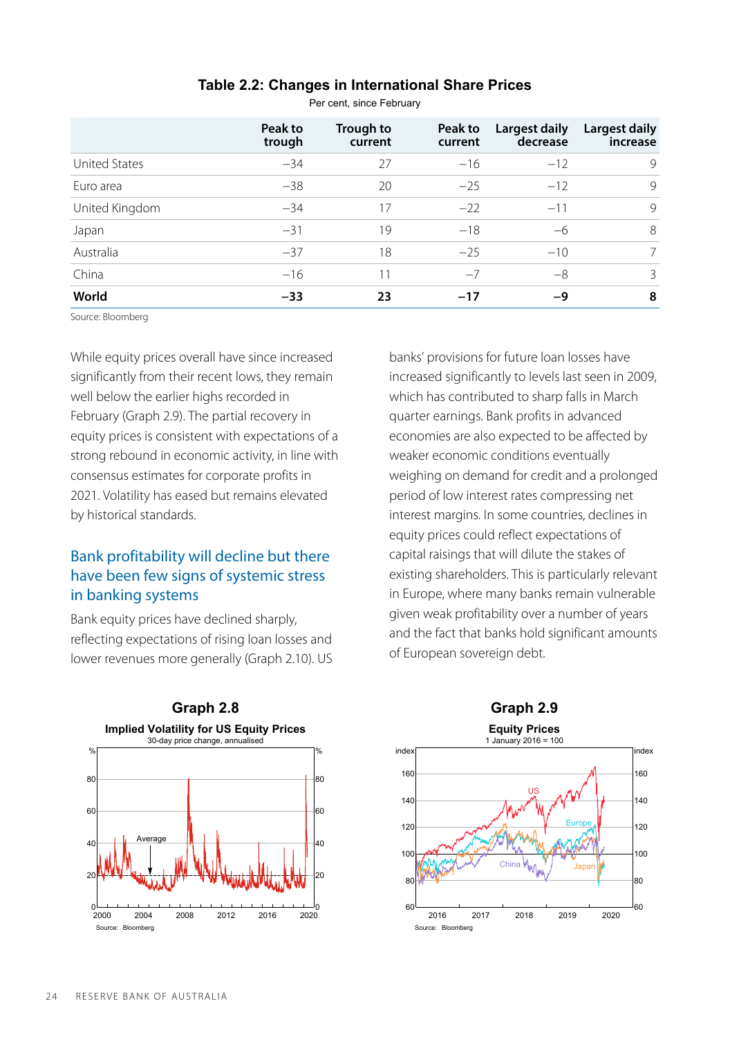**Table 2.2: Changes in International Share Prices**

Per cent, since February

| | Peak to trough | Trough to current | Peak to current | Largest daily decrease | Largest daily increase |
|---|---|---|---|---|---|
| United States | −34 | 27 | −16 | −12 | 9 |
| Euro area | −38 | 20 | −25 | −12 | 9 |
| United Kingdom | −34 | 17 | −22 | −11 | 9 |
| Japan | −31 | 19 | −18 | −6 | 8 |
| Australia | −37 | 18 | −25 | −10 | 7 |
| China | −16 | 11 | −7 | −8 | 3 |
| **World** | **−33** | **23** | **−17** | **−9** | **8** |

Source: Bloomberg

While equity prices overall have since increased significantly from their recent lows, they remain well below the earlier highs recorded in February (Graph 2.9). The partial recovery in equity prices is consistent with expectations of a strong rebound in economic activity, in line with consensus estimates for corporate profits in 2021. Volatility has eased but remains elevated by historical standards.

## Bank profitability will decline but there have been few signs of systemic stress in banking systems

Bank equity prices have declined sharply, reflecting expectations of rising loan losses and lower revenues more generally (Graph 2.10). US banks' provisions for future loan losses have increased significantly to levels last seen in 2009, which has contributed to sharp falls in March quarter earnings. Bank profits in advanced economies are also expected to be affected by weaker economic conditions eventually weighing on demand for credit and a prolonged period of low interest rates compressing net interest margins. In some countries, declines in equity prices could reflect expectations of capital raisings that will dilute the stakes of existing shareholders. This is particularly relevant in Europe, where many banks remain vulnerable given weak profitability over a number of years and the fact that banks hold significant amounts of European sovereign debt.

**Graph 2.8**

**Implied Volatility for US Equity Prices**

30-day price change, annualised

Source: Bloomberg

**Graph 2.9**

**Equity Prices**

1 January 2016 = 100

Source: Bloomberg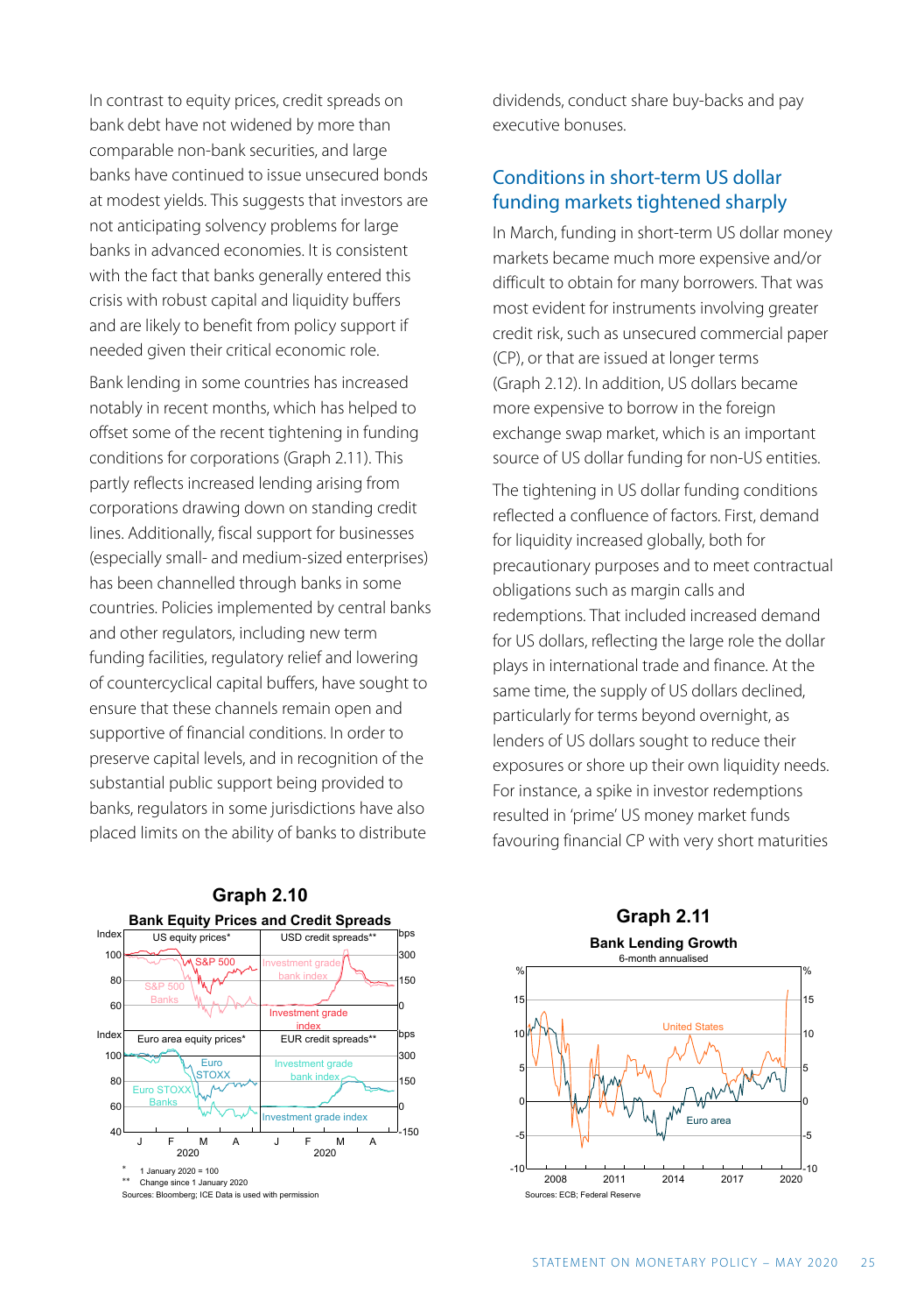In contrast to equity prices, credit spreads on bank debt have not widened by more than comparable non-bank securities, and large banks have continued to issue unsecured bonds at modest yields. This suggests that investors are not anticipating solvency problems for large banks in advanced economies. It is consistent with the fact that banks generally entered this crisis with robust capital and liquidity buffers and are likely to benefit from policy support if needed given their critical economic role.

Bank lending in some countries has increased notably in recent months, which has helped to offset some of the recent tightening in funding conditions for corporations (Graph 2.11). This partly reflects increased lending arising from corporations drawing down on standing credit lines. Additionally, fiscal support for businesses (especially small- and medium-sized enterprises) has been channelled through banks in some countries. Policies implemented by central banks and other regulators, including new term funding facilities, regulatory relief and lowering of countercyclical capital buffers, have sought to ensure that these channels remain open and supportive of financial conditions. In order to preserve capital levels, and in recognition of the substantial public support being provided to banks, regulators in some jurisdictions have also placed limits on the ability of banks to distribute dividends, conduct share buy-backs and pay executive bonuses.

## Conditions in short-term US dollar funding markets tightened sharply

In March, funding in short-term US dollar money markets became much more expensive and/or difficult to obtain for many borrowers. That was most evident for instruments involving greater credit risk, such as unsecured commercial paper (CP), or that are issued at longer terms (Graph 2.12). In addition, US dollars became more expensive to borrow in the foreign exchange swap market, which is an important source of US dollar funding for non-US entities.

The tightening in US dollar funding conditions reflected a confluence of factors. First, demand for liquidity increased globally, both for precautionary purposes and to meet contractual obligations such as margin calls and redemptions. That included increased demand for US dollars, reflecting the large role the dollar plays in international trade and finance. At the same time, the supply of US dollars declined, particularly for terms beyond overnight, as lenders of US dollars sought to reduce their exposures or shore up their own liquidity needs. For instance, a spike in investor redemptions resulted in 'prime' US money market funds favouring financial CP with very short maturities

**Graph 2.10**
**Bank Equity Prices and Credit Spreads**

\* 1 January 2020 = 100
\*\* Change since 1 January 2020
Sources: Bloomberg; ICE Data is used with permission

**Graph 2.11**
**Bank Lending Growth**
6-month annualised

Sources: ECB; Federal Reserve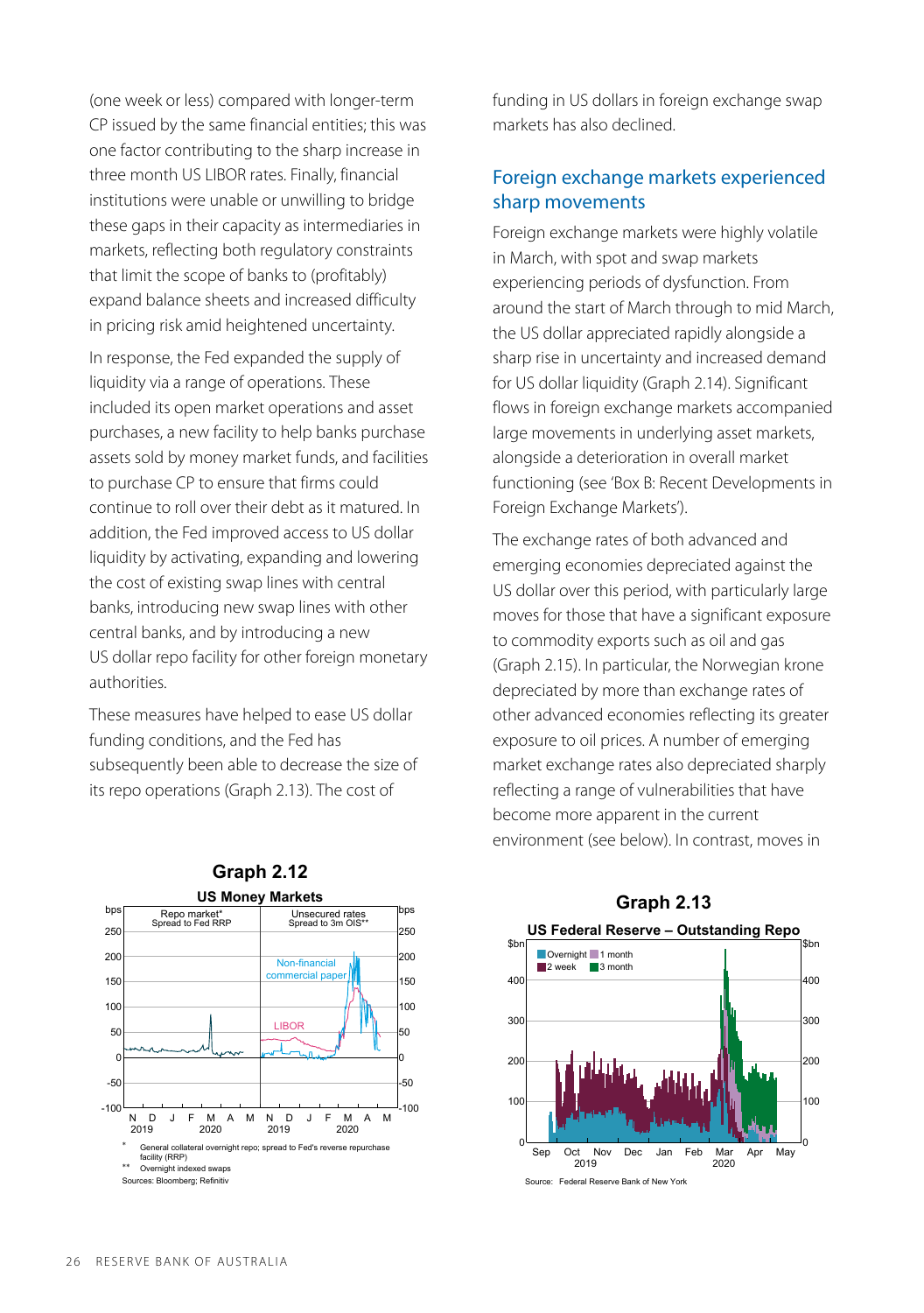(one week or less) compared with longer-term CP issued by the same financial entities; this was one factor contributing to the sharp increase in three month US LIBOR rates. Finally, financial institutions were unable or unwilling to bridge these gaps in their capacity as intermediaries in markets, reflecting both regulatory constraints that limit the scope of banks to (profitably) expand balance sheets and increased difficulty in pricing risk amid heightened uncertainty.

In response, the Fed expanded the supply of liquidity via a range of operations. These included its open market operations and asset purchases, a new facility to help banks purchase assets sold by money market funds, and facilities to purchase CP to ensure that firms could continue to roll over their debt as it matured. In addition, the Fed improved access to US dollar liquidity by activating, expanding and lowering the cost of existing swap lines with central banks, introducing new swap lines with other central banks, and by introducing a new US dollar repo facility for other foreign monetary authorities.

These measures have helped to ease US dollar funding conditions, and the Fed has subsequently been able to decrease the size of its repo operations (Graph 2.13). The cost of funding in US dollars in foreign exchange swap markets has also declined.

**Graph 2.12**

**US Money Markets**

\* General collateral overnight repo; spread to Fed's reverse repurchase facility (RRP)

\*\* Overnight indexed swaps

Sources: Bloomberg; Refinitiv

## Foreign exchange markets experienced sharp movements

Foreign exchange markets were highly volatile in March, with spot and swap markets experiencing periods of dysfunction. From around the start of March through to mid March, the US dollar appreciated rapidly alongside a sharp rise in uncertainty and increased demand for US dollar liquidity (Graph 2.14). Significant flows in foreign exchange markets accompanied large movements in underlying asset markets, alongside a deterioration in overall market functioning (see 'Box B: Recent Developments in Foreign Exchange Markets').

The exchange rates of both advanced and emerging economies depreciated against the US dollar over this period, with particularly large moves for those that have a significant exposure to commodity exports such as oil and gas (Graph 2.15). In particular, the Norwegian krone depreciated by more than exchange rates of other advanced economies reflecting its greater exposure to oil prices. A number of emerging market exchange rates also depreciated sharply reflecting a range of vulnerabilities that have become more apparent in the current environment (see below). In contrast, moves in

**Graph 2.13**

**US Federal Reserve – Outstanding Repo**

Source: Federal Reserve Bank of New York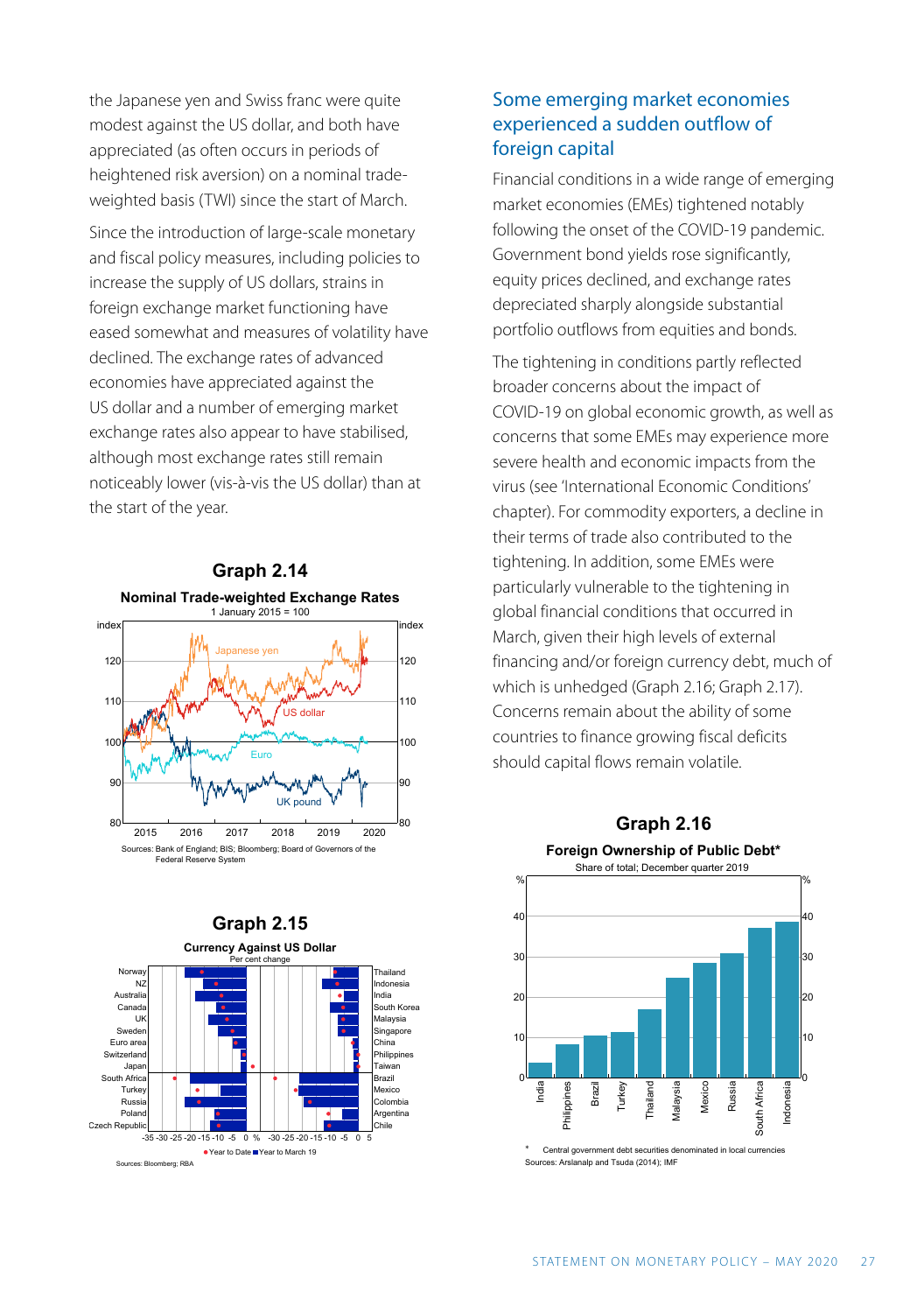the Japanese yen and Swiss franc were quite modest against the US dollar, and both have appreciated (as often occurs in periods of heightened risk aversion) on a nominal trade-weighted basis (TWI) since the start of March.

Since the introduction of large-scale monetary and fiscal policy measures, including policies to increase the supply of US dollars, strains in foreign exchange market functioning have eased somewhat and measures of volatility have declined. The exchange rates of advanced economies have appreciated against the US dollar and a number of emerging market exchange rates also appear to have stabilised, although most exchange rates still remain noticeably lower (vis-à-vis the US dollar) than at the start of the year.

**Graph 2.14**

**Nominal Trade-weighted Exchange Rates**

1 January 2015 = 100

Sources: Bank of England; BIS; Bloomberg; Board of Governors of the Federal Reserve System

**Graph 2.15**

**Currency Against US Dollar**

Per cent change

Sources: Bloomberg; RBA

## Some emerging market economies experienced a sudden outflow of foreign capital

Financial conditions in a wide range of emerging market economies (EMEs) tightened notably following the onset of the COVID-19 pandemic. Government bond yields rose significantly, equity prices declined, and exchange rates depreciated sharply alongside substantial portfolio outflows from equities and bonds.

The tightening in conditions partly reflected broader concerns about the impact of COVID-19 on global economic growth, as well as concerns that some EMEs may experience more severe health and economic impacts from the virus (see 'International Economic Conditions' chapter). For commodity exporters, a decline in their terms of trade also contributed to the tightening. In addition, some EMEs were particularly vulnerable to the tightening in global financial conditions that occurred in March, given their high levels of external financing and/or foreign currency debt, much of which is unhedged (Graph 2.16; Graph 2.17). Concerns remain about the ability of some countries to finance growing fiscal deficits should capital flows remain volatile.

**Graph 2.16**

**Foreign Ownership of Public Debt***

Share of total; December quarter 2019

\* Central government debt securities denominated in local currencies

Sources: Arslanalp and Tsuda (2014); IMF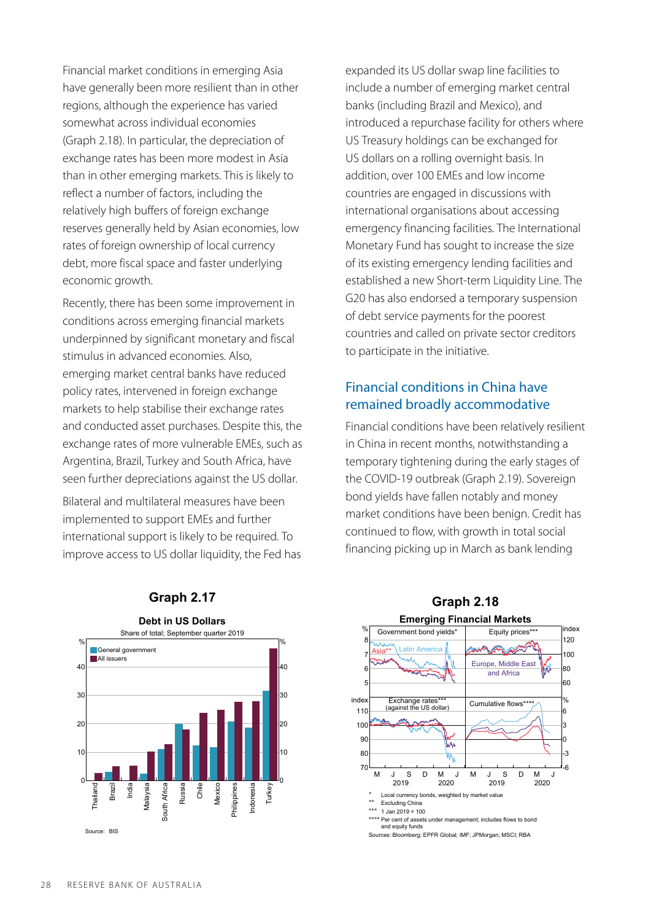Financial market conditions in emerging Asia have generally been more resilient than in other regions, although the experience has varied somewhat across individual economies (Graph 2.18). In particular, the depreciation of exchange rates has been more modest in Asia than in other emerging markets. This is likely to reflect a number of factors, including the relatively high buffers of foreign exchange reserves generally held by Asian economies, low rates of foreign ownership of local currency debt, more fiscal space and faster underlying economic growth.

Recently, there has been some improvement in conditions across emerging financial markets underpinned by significant monetary and fiscal stimulus in advanced economies. Also, emerging market central banks have reduced policy rates, intervened in foreign exchange markets to help stabilise their exchange rates and conducted asset purchases. Despite this, the exchange rates of more vulnerable EMEs, such as Argentina, Brazil, Turkey and South Africa, have seen further depreciations against the US dollar.

Bilateral and multilateral measures have been implemented to support EMEs and further international support is likely to be required. To improve access to US dollar liquidity, the Fed has expanded its US dollar swap line facilities to include a number of emerging market central banks (including Brazil and Mexico), and introduced a repurchase facility for others where US Treasury holdings can be exchanged for US dollars on a rolling overnight basis. In addition, over 100 EMEs and low income countries are engaged in discussions with international organisations about accessing emergency financing facilities. The International Monetary Fund has sought to increase the size of its existing emergency lending facilities and established a new Short-term Liquidity Line. The G20 has also endorsed a temporary suspension of debt service payments for the poorest countries and called on private sector creditors to participate in the initiative.

## Financial conditions in China have remained broadly accommodative

Financial conditions have been relatively resilient in China in recent months, notwithstanding a temporary tightening during the early stages of the COVID-19 outbreak (Graph 2.19). Sovereign bond yields have fallen notably and money market conditions have been benign. Credit has continued to flow, with growth in total social financing picking up in March as bank lending

**Graph 2.17**

**Debt in US Dollars**

Share of total; September quarter 2019

| | General government (%) | All issuers (%) |
|---|---|---|
| Thailand | | 2.7 |
| Brazil | 3.2 | 5 |
| India | | 5.2 |
| Malaysia | 2.5 | 10.3 |
| South Africa | 11.2 | 12.9 |
| Russia | 19.8 | 18 |
| Chile | 12.4 | 23.9 |
| Mexico | 11.8 | 24.8 |
| Philippines | 20.8 | 27.7 |
| Indonesia | 18.6 | 27.8 |
| Turkey | 31.6 | 46.6 |

Source: BIS

**Graph 2.18**

**Emerging Financial Markets**

Panels: Government bond yields* (%) — Asia**, Latin America; Equity prices*** (index) — Europe, Middle East and Africa; Exchange rates*** (against the US dollar) (index); Cumulative flows**** (%). Horizontal axis: M J S D M J, 2019–2020.

\* Local currency bonds, weighted by market value
\*\* Excluding China
\*\*\* 1 Jan 2019 = 100
\*\*\*\* Per cent of assets under management; includes flows to bond and equity funds

Sources: Bloomberg; EPFR Global; IMF; JPMorgan; MSCI; RBA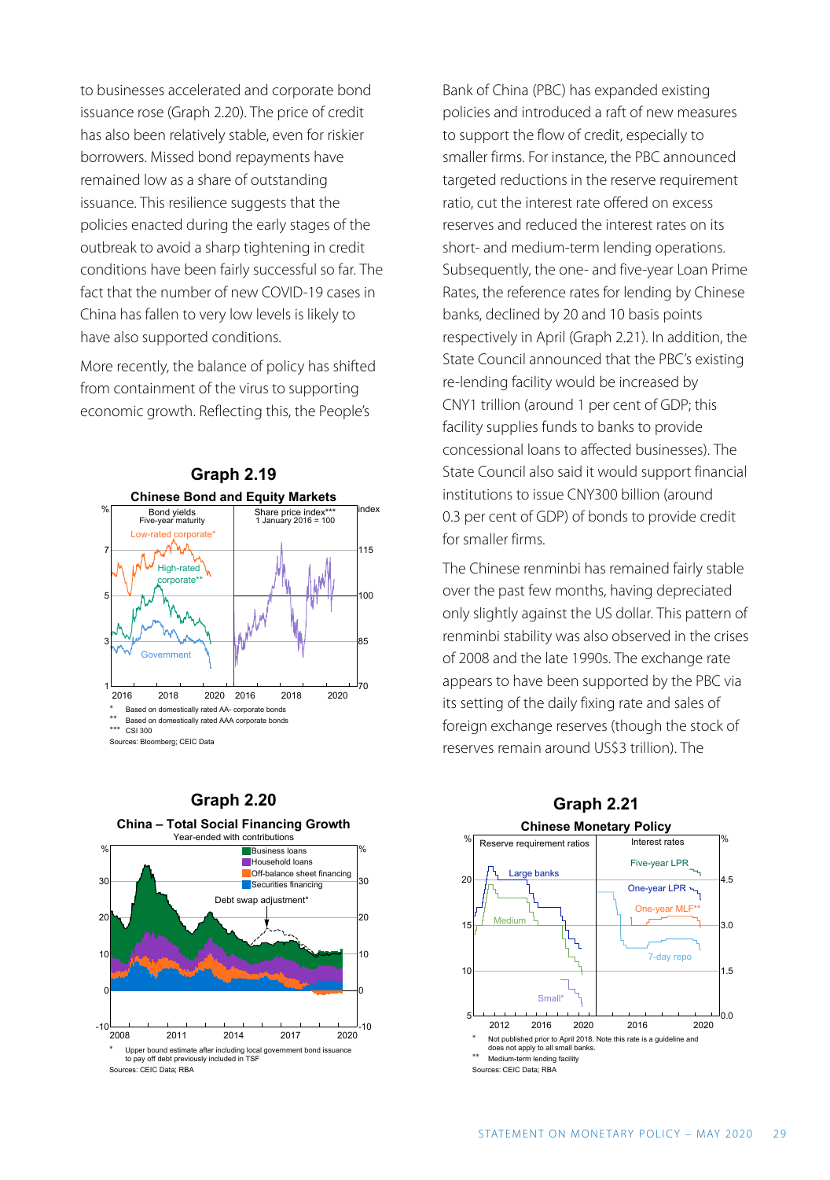to businesses accelerated and corporate bond issuance rose (Graph 2.20). The price of credit has also been relatively stable, even for riskier borrowers. Missed bond repayments have remained low as a share of outstanding issuance. This resilience suggests that the policies enacted during the early stages of the outbreak to avoid a sharp tightening in credit conditions have been fairly successful so far. The fact that the number of new COVID-19 cases in China has fallen to very low levels is likely to have also supported conditions.

More recently, the balance of policy has shifted from containment of the virus to supporting economic growth. Reflecting this, the People's Bank of China (PBC) has expanded existing policies and introduced a raft of new measures to support the flow of credit, especially to smaller firms. For instance, the PBC announced targeted reductions in the reserve requirement ratio, cut the interest rate offered on excess reserves and reduced the interest rates on its short- and medium-term lending operations. Subsequently, the one- and five-year Loan Prime Rates, the reference rates for lending by Chinese banks, declined by 20 and 10 basis points respectively in April (Graph 2.21). In addition, the State Council announced that the PBC's existing re-lending facility would be increased by CNY1 trillion (around 1 per cent of GDP; this facility supplies funds to banks to provide concessional loans to affected businesses). The State Council also said it would support financial institutions to issue CNY300 billion (around 0.3 per cent of GDP) of bonds to provide credit for smaller firms.

The Chinese renminbi has remained fairly stable over the past few months, having depreciated only slightly against the US dollar. This pattern of renminbi stability was also observed in the crises of 2008 and the late 1990s. The exchange rate appears to have been supported by the PBC via its setting of the daily fixing rate and sales of foreign exchange reserves (though the stock of reserves remain around US$3 trillion). The

**Graph 2.19**

**Chinese Bond and Equity Markets**

\* Based on domestically rated AA- corporate bonds
\*\* Based on domestically rated AAA corporate bonds
\*\*\* CSI 300
Sources: Bloomberg; CEIC Data

**Graph 2.20**

**China – Total Social Financing Growth**

Year-ended with contributions

\* Upper bound estimate after including local government bond issuance to pay off debt previously included in TSF
Sources: CEIC Data; RBA

**Graph 2.21**

**Chinese Monetary Policy**

\* Not published prior to April 2018. Note this rate is a guideline and does not apply to all small banks.
\*\* Medium-term lending facility
Sources: CEIC Data; RBA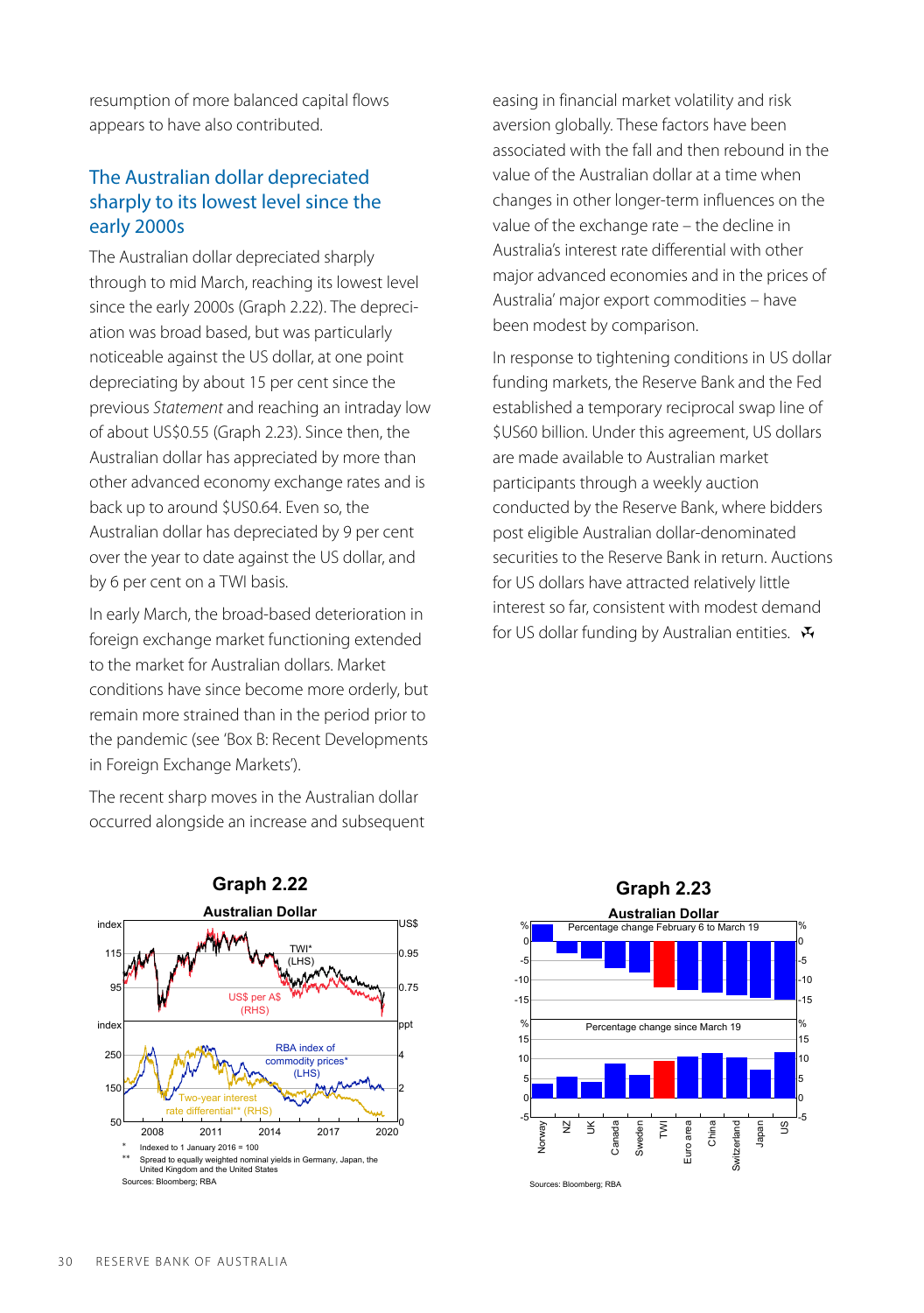resumption of more balanced capital flows appears to have also contributed.

## The Australian dollar depreciated sharply to its lowest level since the early 2000s

The Australian dollar depreciated sharply through to mid March, reaching its lowest level since the early 2000s (Graph 2.22). The depreciation was broad based, but was particularly noticeable against the US dollar, at one point depreciating by about 15 per cent since the previous *Statement* and reaching an intraday low of about US$0.55 (Graph 2.23). Since then, the Australian dollar has appreciated by more than other advanced economy exchange rates and is back up to around $US0.64. Even so, the Australian dollar has depreciated by 9 per cent over the year to date against the US dollar, and by 6 per cent on a TWI basis.

In early March, the broad-based deterioration in foreign exchange market functioning extended to the market for Australian dollars. Market conditions have since become more orderly, but remain more strained than in the period prior to the pandemic (see 'Box B: Recent Developments in Foreign Exchange Markets').

The recent sharp moves in the Australian dollar occurred alongside an increase and subsequent easing in financial market volatility and risk aversion globally. These factors have been associated with the fall and then rebound in the value of the Australian dollar at a time when changes in other longer-term influences on the value of the exchange rate – the decline in Australia's interest rate differential with other major advanced economies and in the prices of Australia' major export commodities – have been modest by comparison.

In response to tightening conditions in US dollar funding markets, the Reserve Bank and the Fed established a temporary reciprocal swap line of $US60 billion. Under this agreement, US dollars are made available to Australian market participants through a weekly auction conducted by the Reserve Bank, where bidders post eligible Australian dollar-denominated securities to the Reserve Bank in return. Auctions for US dollars have attracted relatively little interest so far, consistent with modest demand for US dollar funding by Australian entities.

**Graph 2.22**

**Australian Dollar**

index
115
95
TWI* (LHS)
US$ per A$ (RHS)
US$
0.95
0.75
index
250
150
50
RBA index of commodity prices* (LHS)
Two-year interest rate differential** (RHS)
ppt
4
2
0
2008 2011 2014 2017 2020

\* Indexed to 1 January 2016 = 100
\*\* Spread to equally weighted nominal yields in Germany, Japan, the United Kingdom and the United States

Sources: Bloomberg; RBA

**Graph 2.23**

**Australian Dollar**

Percentage change February 6 to March 19
%
0
-5
-10
-15
Percentage change since March 19
%
15
10
5
0
-5
Norway NZ UK Canada Sweden TWI Euro area China Switzerland Japan US

Sources: Bloomberg; RBA